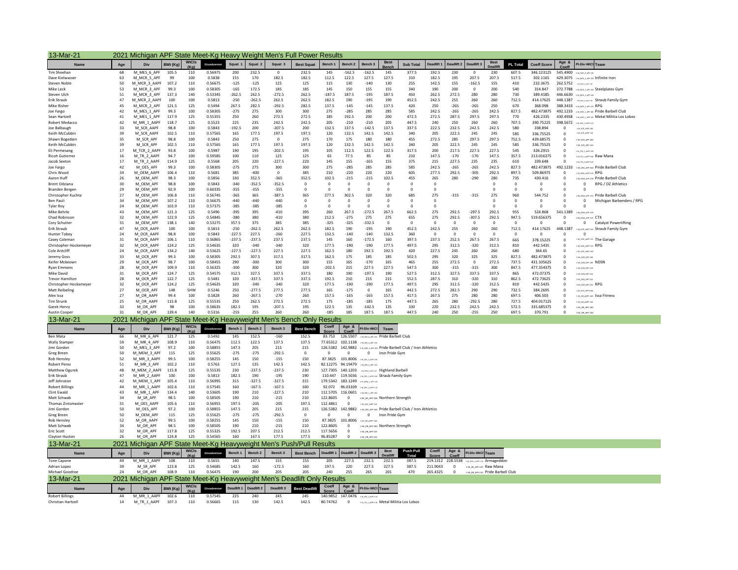## 13-Mar-21 2021 Michigan APF State Meet-Kg Heavy Weight Men's Full Power Results

| Name | Age | Div | BWt (Kg) | WtCls (Kg) | Glossbrenner | Squat 1 | Squat 2 | Squat 3 | Best Squat | Bench 1 | Bench 2 | Bench 3 | Best Bench | Sub Total | Deadlift 1 | Deadlift 2 | Deadlift 3 | Best Deadlift | PL Total | Coeff Score | Age & Coeff | Pl-Div-WtCl | Team |
|---|---|---|---|---|---|---|---|---|---|---|---|---|---|---|---|---|---|---|---|---|---|---|---|
| Tim Sheehan | 68 | M_MES_6_APF | 105.5 | 110 | 0.56975 | 200 | 232.5 | 0 | 232.5 | 145 | -162.5 | -162.5 | 145 | 377.5 | 192.5 | 230 | 0 | 230 | 607.5 | 346.123125 | 545.4900 | 1-M_MES_6_APF-110 | |
| Dave Kielwasser | 63 | M_MCR_5_APF | 99 | 100 | 0.5838 | 155 | 170 | 182.5 | 182.5 | 112.5 | 122.5 | 127.5 | 127.5 | 310 | 182.5 | 195 | 207.5 | 207.5 | 517.5 | 302.1165 | 429.3075 | 1-M_MCR_5_APF-100 | Infinite Iron |
| Steven Noble | 50 | M_MCR_3_AAPF | 107.2 | 110 | 0.56675 | -125 | -125 | 125 | 125 | 115 | 130 | -140 | 130 | 255 | 142.5 | 155 | -162.5 | 155 | 410 | 232.3675 | 262.5752 | 1-M_MCR_3_AAPF-110 | |
| Mike Leck | 53 | M_MCR_3_APF | 99.3 | 100 | 0.58305 | -165 | 172.5 | 185 | 185 | 145 | 150 | 155 | 155 | 340 | 190 | 200 | 0 | 200 | 540 | 314.847 | 372.7788 | 1-M_MCR_3_APF-100 | Steelplates Gym |
| Steven Ulch | 51 | M_MCR_3_APF | 137.3 | 140 | 0.53345 | -262.5 | 262.5 | -272.5 | 262.5 | -187.5 | 187.5 | -195 | 187.5 | 450 | 262.5 | 272.5 | 280 | 280 | 730 | 389.4185 | 446.6630 | 1-M_MCR_3_APF-140 | |
| Erik Straub | 47 | M_MCR_2_AAPF | 100 | 100 | 0.5813 | -250 | -262.5 | 262.5 | 262.5 | 182.5 | 190 | -195 | 190 | 452.5 | 242.5 | 255 | 260 | 260 | 712.5 | 414.17625 | 448.1387 | 1-M_MCR_2_AAPF-100 | Straub Family Gym |
| Mike Risher | 45 | M_MCR_2_APF | 121.5 | 125 | 0.5494 | 267.5 | 282.5 | -292.5 | 282.5 | 137.5 | -145 | -145 | 137.5 | 420 | 250 | -265 | -265 | 250 | 670 | 368.098 | 388.3433 | 1-M_MCR_2_APF-125 | RPG |
| Joe Fargo | 42 | M_MES_1_APF | 99.3 | 100 | 0.58305 | -275 | 275 | 300 | 300 | 275 | -285 | 285 | 285 | 585 | 242.5 | -265 | -265 | 242.5 | 827.5 | 482.473875 | 492.1233 | 1-M_MES_1_APF-100 | Pride Barbell Club |
| Sean Hartzell | 41 | M_MES_1_APF | 117.9 | 125 | 0.55355 | 250 | 260 | 272.5 | 272.5 | 185 | 192.5 | 200 | 200 | 472.5 | 272.5 | 287.5 | 297.5 | 297.5 | 770 | 426.2335 | 430.4958 | 1-M_MES_1_APF-125 | Metal Militia Los Lobos |
| Robert Medacco | 42 | M_MR_1_AAPF | 118.7 | 125 | 0.5523 | 225 | 235 | 242.5 | 242.5 | 205 | -210 | -210 | 205 | 447.5 | 240 | 250 | 260 | 260 | 707.5 | 390.75225 | 398.5672 | 1-M_MR_1_AAPF-125 | |
| Joe Balbaugh | 33 | M_SCR_AAPF | 98.8 | 100 | 0.5843 | -192.5 | 200 | -207.5 | 200 | 132.5 | 137.5 | -142.5 | 137.5 | 337.5 | 222.5 | 232.5 | 242.5 | 242.5 | 580 | 338.894 | 0 | 1-M_SCR_AAPF-100 | |
| Keith McCubbin | 39 | M_SCR_APF | 102.5 | 110 | 0.57565 | 165 | 177.5 | 197.5 | 197.5 | 120 | 132.5 | 142.5 | 142.5 | 340 | 205 | 222.5 | 245 | 245 | 585 | 336.75525 | 0 | 1-M_SCR_APF-110 | |
| Shawn Bogedain | 35 | M_SCR_APF | 98.8 | 100 | 0.5843 | 250 | 275 | 0 | 275 | 170 | 175 | 180 | 180 | 455 | 272.5 | 285 | 297.5 | 297.5 | 752.5 | 439.68575 | 0 | 1-M_SCR_APF-100 | |
| Keith McCubbin | 39 | M_SCR_APF | 102.5 | 110 | 0.57565 | 165 | 177.5 | 197.5 | 197.5 | 120 | 132.5 | 142.5 | 142.5 | 340 | 205 | 222.5 | 245 | 245 | 585 | 336.75525 | 0 | 1-M_SCR_APF-110 | |
| Eli Permesang | 17 | M_TCR_2_AAPF | 93.8 | 100 | 0.5987 | 190 | 195 | -202.5 | 195 | 105 | 112.5 | 122.5 | 122.5 | 317.5 | 200 | 217.5 | 227.5 | 227.5 | 545 | 326.2915 | 0 | 1-M_TCR_2_AAPF-100 | |
| Ricoh Gutierrez | 16 | M_TR_2_AAPF | 94.7 | 100 | 0.59585 | 100 | 110 | 125 | 125 | 65 | 77.5 | 85 | 85 | 210 | 147.5 | -170 | -170 | 147.5 | 357.5 | 213.016375 | 0 | 1-M_TR_2_AAPF-100 | Raw Mana |
| Jacob Sexton | 17 | M_TR_2_AAPF | 114.9 | 125 | 0.5568 | 205 | 220 | -227.5 | 220 | 145 | 155 | -165 | 155 | 375 | 215 | 227.5 | 235 | 235 | 610 | 339.648 | 0 | 1-M_TR_2_AAPF-125 | |
| Joe Fargo | 42 | M_OES_APF | 99.3 | 100 | 0.58305 | -275 | 275 | 300 | 300 | 275 | -285 | 285 | 285 | 585 | 242.5 | -265 | -265 | 242.5 | 827.5 | 482.473875 | 492.1233 | 1-M_OES_APF-100 | Pride Barbell Club |
| Chris Wood | 34 | M_OEM_AAPF | 106.4 | 110 | 0.5681 | 385 | -400 | 0 | 385 | 210 | -220 | 220 | 220 | 605 | 277.5 | 292.5 | -305 | 292.5 | 897.5 | 509.86975 | 0 | 1-M_OEM_AAPF-110 | RPG |
| Aaron Huff | 26 | M_OEM_APF | 98.3 | 100 | 0.5856 | 330 | 352.5 | -365 | 352.5 | 102.5 | -215 | -215 | 102.5 | 455 | 265 | 280 | -290 | 280 | 735 | 430.416 | 0 | 1-M_OEM_APF-100 | Pride Barbell Club |
| Brent Odziana | 30 | M_OEM_APF | 98.8 | 100 | 0.5843 | -340 | -352.5 | -352.5 | 0 | 0 | 0 | 0 | 0 | 0 | 0 | | | 0 | 0 | 0 | 0 | 0 | RPG / OZ Athletics |
| Branden Bergen | 29 | M_OEM_APF | 92.9 | 100 | 0.60335 | -355 | -355 | -355 | 0 | 0 | 0 | 0 | 0 | 0 | 0 | | | 0 | 0 | 0 | 0 | 0 | |
| Christopher Kuchta | 27 | M_OEM_APF | 106.8 | 110 | 0.56745 | -365 | 365 | -387.5 | 365 | 277.5 | 302.5 | 320 | 320 | 685 | 275 | -315 | -315 | 275 | 960 | 544.752 | 0 | 1-M_OEM_APF-110 | Pride Barbell Club |
| Ben Pauli | 34 | M_OEM_APF | 107.2 | 110 | 0.56675 | -440 | -440 | -440 | 0 | 0 | 0 | 0 | 0 | 0 | 0 | | | 0 | 0 | 0 | 0 | 0 | Michigan Barbenders / RPG |
| Tyler Roy | 24 | M_OEM_APF | 103.9 | 110 | 0.57375 | -385 | -385 | -385 | 0 | 0 | 0 | 0 | 0 | 0 | 0 | | | 0 | 0 | 0 | 0 | 0 | |
| Mike Behrle | 43 | M_OEM_APF | 121.3 | 125 | 0.5496 | -395 | 395 | -410 | 395 | 260 | 267.5 | -272.5 | 267.5 | 662.5 | 275 | 292.5 | -297.5 | 292.5 | 955 | 524.868 | 541.1389 | 1-M_OEM_APF-125 | |
| Chad Robinson | 32 | M_OEM_APF | 122.9 | 125 | 0.54845 | -380 | 380 | -410 | 380 | 212.5 | -275 | 275 | 275 | 655 | 275 | 292.5 | -307.5 | 292.5 | 947.5 | 519.656375 | 0 | 2-M_OEM_APF-125 | CTX |
| Cory Schutter | 31 | M_OEM_APF | 138.1 | 140 | 0.53275 | 357.5 | 375 | 385 | 385 | -325 | -325 | -332.5 | 0 | 0 | 0 | 0 | 0 | 0 | 0 | 0 | 0 | 0 | Catalyst Powerlifting |
| Erik Straub | 47 | M_OCR_AAPF | 100 | 100 | 0.5813 | -250 | -262.5 | 262.5 | 262.5 | 182.5 | 190 | -195 | 190 | 452.5 | 242.5 | 255 | 260 | 260 | 712.5 | 414.17625 | 448.1387 | 1-M_OCR_AAPF-100 | Straub Family Gym |
| Hunter Tobey | 24 | M_OCR_AAPF | 98.8 | 100 | 0.5843 | -227.5 | 227.5 | -260 | 227.5 | 132.5 | -140 | -140 | 132.5 | 360 | 0 | 0 | 0 | 0 | 0 | 0 | 0 | 0 | |
| Casey Coleman | 31 | M_OCR_AAPF | 106.1 | 110 | 0.56865 | -237.5 | -237.5 | 237.5 | 237.5 | 145 | 160 | -172.5 | 160 | 397.5 | 237.5 | 252.5 | 267.5 | 267.5 | 665 | 378.15225 | 0 | 1-M_OCR_AAPF-110 | The Garage |
| Christopher Hockemeyer | 32 | M_OCR_AAPF | 124.2 | 125 | 0.54635 | 320 | -340 | -340 | 320 | 177.5 | -190 | -190 | 177.5 | 497.5 | 295 | 312.5 | -320 | 312.5 | 810 | 442.5435 | 0 | 1-M_OCR_AAPF-125 | RPG |
| Cole Antcliff | 24 | M_OCR_AAPF | 134.2 | 140 | 0.53625 | -227.5 | -227.5 | 227.5 | 227.5 | 162.5 | 180 | 192.5 | 192.5 | 420 | 227.5 | 245 | 260 | 260 | 680 | 364.65 | 0 | 1-M_OCR_AAPF-140 | |
| Jeremy Goss | 33 | M_OCR_APF | 99.3 | 100 | 0.58305 | 292.5 | 307.5 | 317.5 | 317.5 | 162.5 | 175 | 185 | 185 | 502.5 | 295 | 320 | 325 | 325 | 827.5 | 482.473875 | 0 | 1-M_OCR_APF-100 | |
| Keifer Mckeown | 29 | M_OCR_APF | 98.7 | 100 | 0.58455 | 290 | -300 | 300 | 300 | 155 | 165 | -170 | 165 | 465 | 255 | 272.5 | 0 | 272.5 | 737.5 | 431.105625 | 0 | 2-M_OCR_APF-100 | NDSN |
| Ryan Emmons | 28 | M_OCR_APF | 109.9 | 110 | 0.56325 | -300 | 300 | 320 | 320 | -202.5 | 215 | 227.5 | 227.5 | 547.5 | 300 | -315 | -315 | 300 | 847.5 | 477.354375 | 0 | 1-M_OCR_APF-110 | |
| Mike David | 31 | M_OCR_APF | 124.7 | 125 | 0.54575 | 312.5 | 327.5 | 337.5 | 337.5 | 180 | 190 | -197.5 | 190 | 527.5 | 312.5 | 327.5 | 337.5 | 337.5 | 865 | 472.07375 | 0 | 1-M_OCR_APF-125 | |
| Trevor Hamilton | 28 | M_OCR_APF | 122.7 | 125 | 0.5481 | 320 | -337.5 | 337.5 | 337.5 | 192.5 | 210 | 215 | 215 | 552.5 | 287.5 | 310 | -320 | 310 | 862.5 | 472.73625 | 0 | 2-M_OCR_APF-125 | |
| Christopher Hockemeyer | 32 | M_OCR_APF | 124.2 | 125 | 0.54635 | 320 | -340 | -340 | 320 | 177.5 | -190 | -190 | 177.5 | 497.5 | 295 | 312.5 | -320 | 312.5 | 810 | 442.5435 | 0 | 3-M_OCR_APF-125 | RPG |
| Matt Reibeling | 27 | M_OCR_APF | 148 | SHW | 0.5246 | 250 | -277.5 | 277.5 | 277.5 | 165 | -175 | 0 | 165 | 442.5 | 272.5 | 282.5 | 290 | 290 | 732.5 | 384.2695 | 0 | 1-M_OCR_APF-SHW | |
| Alex Issa | 27 | M_OR_AAPF | 99.4 | 100 | 0.5828 | 260 | -267.5 | -270 | 260 | 157.5 | -165 | -165 | 157.5 | 417.5 | 267.5 | 275 | 280 | 280 | 697.5 | 406.503 | 0 | 1-M_OR_AAPF-100 | Issa Fitness |
| Tim Strunk | 25 | M_OR_AAPF | 115.8 | 125 | 0.55535 | 250 | 262.5 | 272.5 | 272.5 | 175 | -185 | -185 | 175 | 447.5 | 265 | 280 | -292.5 | 280 | 727.5 | 404.017125 | 0 | 1-M_OR_AAPF-125 | |
| Garek Henry | 33 | M_OR_APF | 98 | 100 | 0.58635 | 182.5 | 195 | -207.5 | 195 | 122.5 | 135 | -142.5 | 135 | 330 | 220 | 232.5 | 242.5 | 242.5 | 572.5 | 335.685375 | 0 | 1-M_OR_APF-100 | |
| Austin Cooper | 31 | M_OR_APF | 139.4 | 140 | 0.5316 | -255 | 255 | 260 | 260 | -185 | 185 | 187.5 | 187.5 | 447.5 | 240 | 250 | -255 | 250 | 697.5 | 370.791 | 0 | 1-M_OR_APF-140 | |

## 13-Mar-21 2021 Michigan APF State Meet-Kg Heavyweight Men's Bench Only Results

| Name | Age | Div | BWt (Kg) | WtCls (Kg) | Glossbrenner | Bench 1 | Bench 2 | Bench 3 | Best Bench | Coeff Score | Age & Coeff | Pl-Div-WtCl | Team |
|---|---|---|---|---|---|---|---|---|---|---|---|---|---|
| Ben Mata | 66 | M_MR_6_APF | 121.7 | 125 | 0.5492 | 145 | 152.5 | -160 | 152.5 | 83.753 | 126.5507 | 1-M_MR_6_APF-125 | Pride Barbell Club |
| Wally Stamper | 59 | M_MR_4_APF | 108.9 | 110 | 0.56475 | 112.5 | 122.5 | 137.5 | 137.5 | 77.65312 | 102.1138 | 1-M_MR_4_APF-110 | |
| Jimi Gordon | 50 | M_MES_3_APF | 97.2 | 100 | 0.58855 | 147.5 | 205 | 215 | 215 | 126.5382 | 142.9882 | 1-M_MES_3_APF-100 | Pride Barbell Club / Iron Athletics |
| Greg Breen | 50 | M_MEM_3_APF | 115 | 125 | 0.55625 | -275 | -275 | -292.5 | 0 | 0 | 0 | 0 | Iron Pride Gym |
| Rob Hensley | 52 | M_MR_3_AAPF | 99.5 | 100 | 0.58255 | 145 | 150 | -155 | 150 | 87.3825 | 101.8006 | 1-M_MR_3_AAPF-100 | |
| Robert Perez | 51 | M_MR_3_APF | 102.2 | 110 | 0.5763 | 127.5 | 135 | 142.5 | 142.5 | 82.12275 | 94.19479 | 1-M_MR_3_APF-110 | |
| Matthew Ogurek | 48 | M_MEM_2_AAPF | 115.8 | 125 | 0.55535 | 230 | -237.5 | -237.5 | 230 | 127.7305 | 140.1203 | 1-M_MEM_2_AAPF-125 | Highland Barbell |
| Erik Straub | 47 | M_MR_2_AAPF | 100 | 100 | 0.5813 | 182.5 | 190 | -195 | 190 | 110.447 | 119.5036 | 1-M_MR_2_AAPF-100 | Straub Family Gym |
| Jeff Johnston | 42 | M_MEM_1_APF | 105.4 | 110 | 0.56995 | 315 | -327.5 | -327.5 | 315 | 179.5342 | 183.1249 | 1-M_MEM_1_APF-110 | |
| Robert Billings | 44 | M_MR_1_AAPF | 102.6 | 110 | 0.57545 | 160 | -167.5 | -167.5 | 160 | 92.072 | 96.03109 | 1-M_MR_1_AAPF-110 | |
| Clint Ewald | 43 | M_MR_1_APF | 134.4 | 140 | 0.53605 | 190 | 210 | -227.5 | 210 | 112.5705 | 116.0601 | 1-M_MR_1_APF-140 | |
| Matt Schwab | 34 | M_SR_APF | 98.5 | 100 | 0.58505 | 190 | 210 | -215 | 210 | 122.8605 | 0 | 1-M_SR_APF-100 | Northern Strength |
| Thomas Zintsmaster | 31 | M_OES_AAPF | 105.6 | 110 | 0.56955 | 197.5 | -205 | -205 | 197.5 | 112.4861 | 0 | 1-M_OES_AAPF-110 | |
| Jimi Gordon | 50 | M_OES_APF | 97.2 | 100 | 0.58855 | 147.5 | 205 | 215 | 215 | 126.5382 | 142.9882 | 1-M_OES_APF-100 | Pride Barbell Club / Iron Athletics |
| Greg Breen | 50 | M_OEM_APF | 115 | 125 | 0.55625 | -275 | -275 | -292.5 | 0 | 0 | 0 | 0 | Iron Pride Gym |
| Rob Hensley | 52 | M_OR_AAPF | 99.5 | 100 | 0.58255 | 145 | 150 | -155 | 150 | 87.3825 | 101.8006 | 1-M_OR_AAPF-100 | |
| Matt Schwab | 34 | M_OR_APF | 98.5 | 100 | 0.58505 | 190 | 210 | -215 | 210 | 122.8605 | 0 | 1-M_OR_APF-100 | Northern Strength |
| Eric Scott | 32 | M_OR_APF | 117.8 | 125 | 0.55325 | 192.5 | 207.5 | 212.5 | 212.5 | 117.5656 | 0 | 1-M_OR_APF-125 | |
| Clayton Huston | 26 | M_OR_APF | 124.8 | 125 | 0.54565 | 160 | 167.5 | 177.5 | 177.5 | 96.85287 | 0 | 2-M_OR_APF-125 | |

## 13-Mar-21 2021 Michigan APF State Meet-Kg Heavyweight Men's Push/Pull Results

| Name | Age | Div | BWt (Kg) | WtCls (Kg) | Glossbrenner | Bench 1 | Bench 2 | Bench 3 | Best Bench | Deadlift 1 | Deadlift 2 | Deadlift 3 | Best Deadlift | Push Pull Total | Coeff Score | Age & Coeff | Pl-Div-WtCl | Team |
|---|---|---|---|---|---|---|---|---|---|---|---|---|---|---|---|---|---|---|
| Tone Capone | 44 | M_MR_1_AAPF | 108 | 110 | 0.5655 | 140 | 147.5 | 155 | 155 | 205 | 227.5 | 232.5 | 232.5 | 387.5 | 219.1312 | 228.5538 | 1-M_MR_1_AAPF-110 | Armageddon |
| Adrian Lopez | 39 | M_SR_APF | 123.8 | 125 | 0.54685 | 142.5 | 160 | -172.5 | 160 | 197.5 | 220 | 227.5 | 227.5 | 387.5 | 211.9043 | 0 | 1-M_SR_APF-125 | Raw Mana |
| Michael Goodroe | 24 | M_OR_APF | 108.9 | 110 | 0.56475 | 190 | 200 | 205 | 205 | 240 | 255 | 265 | 265 | 470 | 265.4325 | 0 | 1-M_OR_APF-110 | Pride Barbell Club |

## 13-Mar-21 2021 Michigan APF State Meet-Kg Heavyweight Men's Deadlift Only Results

| Name | Age | Div | BWt (Kg) | WtCls (Kg) | Glossbrenner | Deadlift 1 | Deadlift 2 | Deadlift 3 | Best Deadlift | Coeff Score | Age & Coeff | Pl-Div-WtCl | Team |
|---|---|---|---|---|---|---|---|---|---|---|---|---|---|
| Robert Billings | 44 | M_MR_1_AAPF | 102.6 | 110 | 0.57545 | 225 | 240 | 245 | 245 | 140.9852 | 147.0476 | 1-M_MR_1_AAPF-110 | |
| Christian Hartzell | 14 | M_TR_1_AAPF | 107.3 | 110 | 0.56665 | 115 | 130 | 142.5 | 142.5 | 80.74762 | 0 | 1-M_TR_1_AAPF-110 | Metal Militia Los Lobos |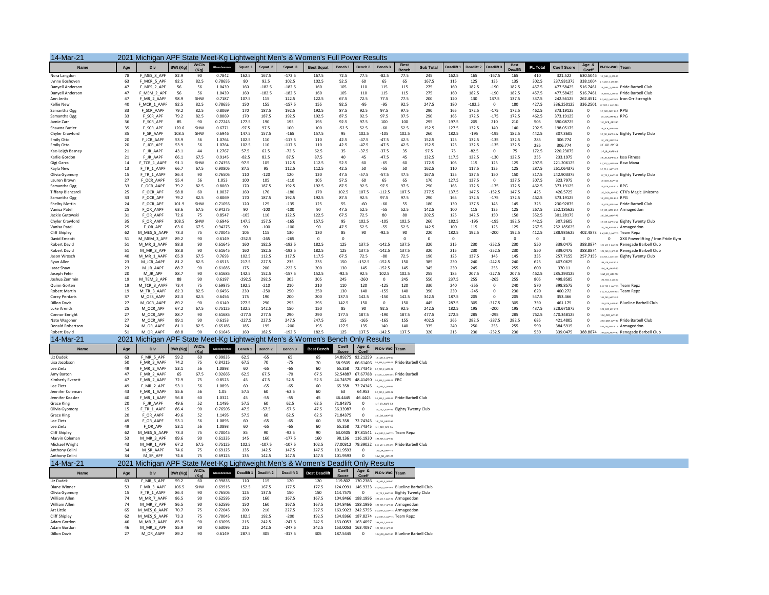## 14-Mar-21 — 2021 Michigan APF State Meet-Kg Lightweight Men's & Women's Full Power Results

| Name | Age | Div | BWt (Kg) | WtCls (Kg) | Glossbrenner | Squat 1 | Squat 2 | Squat 3 | Best Squat | Bench 1 | Bench 2 | Bench 3 | Best Bench | Sub Total | Deadlift 1 | Deadlift 2 | Deadlift 3 | Best Deadlift | PL Total | Coeff Score | Age & Coeff | Pl-Div-WtCl | Team |
|---|---|---|---|---|---|---|---|---|---|---|---|---|---|---|---|---|---|---|---|---|---|---|---|
| Nora Langdon | 78 | F_MES_8_APF | 82.9 | 90 | 0.7842 | 162.5 | 167.5 | -172.5 | 167.5 | 72.5 | 77.5 | -82.5 | 77.5 | 245 | 162.5 | 165 | -167.5 | 165 | 410 | 321.522 | 630.5046 | 1-F_MES_8_APF-90 | |
| Lynne Boshoven | 63 | F_MCR_5_APF | 82.5 | 82.5 | 0.78655 | 80 | 92.5 | 102.5 | 102.5 | 52.5 | 60 | 65 | 65 | 167.5 | 115 | 125 | 135 | 135 | 302.5 | 237.931375 | 338.1004 | 1-F_MCR_5_APF-82.5 | |
| Danyell Anderson | 47 | F_MES_2_APF | 56 | 56 | 1.0439 | 160 | -182.5 | -182.5 | 160 | 105 | 110 | 115 | 115 | 275 | 160 | 182.5 | -190 | 182.5 | 457.5 | 477.58425 | 516.7461 | 1-F_MES_2_APF-56 | Pride Barbell Club |
| Danyell Anderson | 47 | F_MEM_2_APF | 56 | 56 | 1.0439 | 160 | -182.5 | -182.5 | 160 | 105 | 110 | 115 | 115 | 275 | 160 | 182.5 | -190 | 182.5 | 457.5 | 477.58425 | 516.7461 | 1-F_MEM_2_APF-56 | Pride Barbell Club |
| Ann Jenks | 47 | F_MR_2_AAPF | 98.9 | SHW | 0.7187 | 107.5 | 115 | 122.5 | 122.5 | 67.5 | 72.5 | 77.5 | 77.5 | 200 | 120 | 130 | 137.5 | 137.5 | 337.5 | 242.56125 | 262.4512 | 1-F_MR_2_AAPF-SHW | Iron Orr Strength |
| Kellie New | 40 | F_MCR_1_AAPF | 82.5 | 82.5 | 0.78655 | 150 | 155 | -157.5 | 155 | 92.5 | -95 | -95 | 92.5 | 247.5 | 180 | -182.5 | 0 | 180 | 427.5 | 336.250125 | 336.2501 | 1-F_MCR_1_AAPF-82.5 | |
| Samantha Ogg | 33 | F_SCR_AAPF | 79.2 | 82.5 | 0.8069 | 170 | 187.5 | 192.5 | 192.5 | 87.5 | 92.5 | 97.5 | 97.5 | 290 | 165 | 172.5 | -175 | 172.5 | 462.5 | 373.19125 | 0 | 1-F_SCR_AAPF-82.5 | RPG |
| Samantha Ogg | 33 | F_SCR_APF | 79.2 | 82.5 | 0.8069 | 170 | 187.5 | 192.5 | 192.5 | 87.5 | 92.5 | 97.5 | 97.5 | 290 | 165 | 172.5 | -175 | 172.5 | 462.5 | 373.19125 | 0 | 1-F_SCR_APF-82.5 | RPG |
| Jamie Zarr | 36 | F_SCR_APF | 85 | 90 | 0.77245 | 177.5 | 190 | 195 | 195 | 92.5 | 97.5 | 100 | 100 | 295 | 197.5 | 205 | 210 | 210 | 505 | 390.08725 | 0 | 1-F_SCR_APF-90 | |
| Shawna Butler | 35 | F_SCR_APF | 120.6 | SHW | 0.6771 | -97.5 | 97.5 | 100 | 100 | -52.5 | 52.5 | -60 | 52.5 | 152.5 | 127.5 | 132.5 | 140 | 140 | 292.5 | 198.05175 | 0 | 1-F_SCR_APF-SHW | |
| Chyler Crawford | 35 | F_SR_AAPF | 108.5 | SHW | 0.6946 | 147.5 | 157.5 | -165 | 157.5 | 95 | 102.5 | -105 | 102.5 | 260 | 182.5 | -195 | -195 | 182.5 | 442.5 | 307.3605 | 0 | 1-F_SR_AAPF-SHW | Eighty Twenty Club |
| Emily Otto | 20 | F_JCR_AAPF | 53.9 | 56 | 1.0764 | 102.5 | 110 | -117.5 | 110 | 42.5 | -47.5 | -47.5 | 42.5 | 152.5 | 125 | 132.5 | -135 | 132.5 | 285 | 306.774 | 0 | 1-F_JCR_AAPF-56 | |
| Emily Otto | 20 | F_JCR_APF | 53.9 | 56 | 1.0764 | 102.5 | 110 | -117.5 | 110 | 42.5 | -47.5 | -47.5 | 42.5 | 152.5 | 125 | 132.5 | -135 | 132.5 | 285 | 306.774 | 0 | 1-F_JCR_APF-56 | |
| Kae-Leigh Basney | 21 | F_JR_AAPF | 43.1 | 44 | 1.2767 | 57.5 | 62.5 | -72.5 | 62.5 | 35 | -37.5 | -37.5 | 35 | 97.5 | 75 | -82.5 | 0 | 75 | 172.5 | 220.23075 | 0 | 1-F_JR_AAPF-44 | |
| Karlie Gordon | 21 | F_JR_AAPF | 66.1 | 67.5 | 0.9145 | -82.5 | 82.5 | 87.5 | 87.5 | 40 | 45 | -47.5 | 45 | 132.5 | 117.5 | 122.5 | -130 | 122.5 | 255 | 233.1975 | 0 | 1-F_JR_AAPF-67.5 | Issa Fitness |
| Gigi Garza | 14 | F_TCR_1_AAPF | 91.1 | SHW | 0.74355 | 97.5 | 105 | 112.5 | 112.5 | 52.5 | 60 | -65 | 60 | 172.5 | 105 | 115 | 125 | 125 | 297.5 | 221.206125 | 0 | 1-F_TCR_1_AAPF-SHW | Raw Mana |
| Kayla New | 13 | F_TR_1_AAPF | 66.7 | 67.5 | 0.90805 | 87.5 | 95 | 112.5 | 112.5 | 42.5 | 50 | -55 | 50 | 162.5 | 110 | 117.5 | 125 | 125 | 287.5 | 261.064375 | 0 | 1-F_TR_1_AAPF-67.5 | |
| Olivia Gyomory | 15 | F_TR_1_AAPF | 86.4 | 90 | 0.76505 | 110 | -120 | 120 | 120 | 47.5 | -57.5 | -57.5 | 47.5 | 167.5 | 125 | 137.5 | 150 | 150 | 317.5 | 242.903375 | 0 | 1-F_TR_1_AAPF-90 | Eighty Twenty Club |
| Lauren Brown | 27 | F_OCR_AAPF | 55.4 | 56 | 1.053 | 100 | 105 | -110 | 105 | 57.5 | 60 | 65 | 65 | 170 | 127.5 | 137.5 | 0 | 137.5 | 307.5 | 323.7975 | 0 | 1-F_OCR_AAPF-56 | |
| Samantha Ogg | 33 | F_OCR_AAPF | 79.2 | 82.5 | 0.8069 | 170 | 187.5 | 192.5 | 192.5 | 87.5 | 92.5 | 97.5 | 97.5 | 290 | 165 | 172.5 | -175 | 172.5 | 462.5 | 373.19125 | 0 | 1-F_OCR_AAPF-82.5 | RPG |
| Tiffany Biancardi | 25 | F_OCR_APF | 58.8 | 60 | 1.0037 | 160 | 170 | -180 | 170 | 102.5 | 107.5 | -112.5 | 107.5 | 277.5 | 137.5 | 147.5 | -152.5 | 147.5 | 425 | 426.5725 | 0 | 1-F_OCR_APF-60 | CTX's Magic Unicorns |
| Samantha Ogg | 33 | F_OCR_APF | 79.2 | 82.5 | 0.8069 | 170 | 187.5 | 192.5 | 192.5 | 87.5 | 92.5 | 97.5 | 97.5 | 290 | 165 | 172.5 | -175 | 172.5 | 462.5 | 373.19125 | 0 | 1-F_OCR_APF-82.5 | RPG |
| Shelby Mottin | 24 | F_OCR_APF | 101.9 | SHW | 0.71055 | 120 | 125 | -135 | 125 | 55 | -60 | -60 | 55 | 180 | 130 | 137.5 | 145 | 145 | 325 | 230.92875 | 0 | 1-F_OCR_APF-SHW | Pride Barbell Club |
| Vanisa Patel | 25 | F_OR_AAPF | 63.6 | 67.5 | 0.94275 | 90 | -100 | -100 | 90 | 47.5 | 52.5 | -55 | 52.5 | 142.5 | 100 | 115 | 125 | 125 | 267.5 | 252.185625 | 0 | 1-F_OR_AAPF-67.5 | Armageddon |
| Jackie Gutowski | 31 | F_OR_AAPF | 72.6 | 75 | 0.8547 | -105 | 110 | 122.5 | 122.5 | 67.5 | 72.5 | 80 | 80 | 202.5 | 125 | 142.5 | 150 | 150 | 352.5 | 301.28175 | 0 | 1-F_OR_AAPF-75 | |
| Chyler Crawford | 35 | F_OR_AAPF | 108.5 | SHW | 0.6946 | 147.5 | 157.5 | -165 | 157.5 | 95 | 102.5 | -105 | 102.5 | 260 | 182.5 | -195 | -195 | 182.5 | 442.5 | 307.3605 | 0 | 1-F_OR_AAPF-SHW | Eighty Twenty Club |
| Vanisa Patel | 25 | F_OR_APF | 63.6 | 67.5 | 0.94275 | 90 | -100 | -100 | 90 | 47.5 | 52.5 | -55 | 52.5 | 142.5 | 100 | 115 | 125 | 125 | 267.5 | 252.185625 | 0 | 1-F_OR_APF-67.5 | Armageddon |
| Cliff Shipley | 62 | M_MES_5_AAPF | 73.3 | 75 | 0.70045 | 105 | 115 | 130 | 130 | 85 | 90 | -92.5 | 90 | 220 | 182.5 | 192.5 | -200 | 192.5 | 412.5 | 288.935625 | 402.4873 | 1-M_MES_5_AAPF-75 | Team Repz |
| David Emeott | 51 | M_MEM_3_APF | 89.2 | 90 | 0.6149 | -252.5 | -265 | -265 | 0 | 0 | | | 0 | 0 | 0 | | | 0 | 0 | 0 | 0 | 0 | XXX Powerlifting / Iron Pride Gym |
| Robert David | 51 | M_MR_3_AAPF | 88.8 | 90 | 0.61645 | 160 | 182.5 | -192.5 | 182.5 | 125 | 137.5 | -142.5 | 137.5 | 320 | 215 | 230 | -252.5 | 230 | 550 | 339.0475 | 388.8874 | 1-M_MR_3_AAPF-90 | Renegade Barbell Club |
| Robert David | 51 | M_MR_3_APF | 88.8 | 90 | 0.61645 | 160 | 182.5 | -192.5 | 182.5 | 125 | 137.5 | -142.5 | 137.5 | 320 | 215 | 230 | -252.5 | 230 | 550 | 339.0475 | 388.8874 | 1-M_MR_3_APF-90 | Renegade Barbell Club |
| Jason Wrosch | 40 | M_MR_1_AAPF | 65.9 | 67.5 | 0.7693 | 102.5 | 112.5 | 117.5 | 117.5 | 67.5 | 72.5 | -80 | 72.5 | 190 | 125 | 137.5 | 145 | 145 | 335 | 257.7155 | 257.7155 | 1-M_MR_1_AAPF-67.5 | Eighty Twenty Club |
| Ryan Allen | 23 | M_JCR_AAPF | 81.2 | 82.5 | 0.6513 | 217.5 | 227.5 | 235 | 235 | 150 | -152.5 | -152.5 | 150 | 385 | 230 | 240 | -242.5 | 240 | 625 | 407.0625 | 0 | 1-M_JCR_AAPF-82.5 | |
| Isaac Shaw | 23 | M_JR_AAPF | 88.7 | 90 | 0.61685 | 175 | 200 | -222.5 | 200 | 130 | 145 | -152.5 | 145 | 345 | 230 | 245 | 255 | 255 | 600 | 370.11 | 0 | 1-M_JR_AAPF-90 | |
| Joseph Fehir | 20 | M_JR_APF | 88.7 | 90 | 0.61685 | 142.5 | 152.5 | -157.5 | 152.5 | -92.5 | 92.5 | 102.5 | 102.5 | 255 | 185 | 207.5 | -227.5 | 207.5 | 462.5 | 285.293125 | 0 | 1-M_JR_APF-90 | |
| Joshua Zemmin | 19 | M_TEM_3_APF | 88 | 90 | 0.6197 | -292.5 | 292.5 | 305 | 305 | 245 | -260 | 0 | 245 | 550 | 237.5 | 255 | -265 | 255 | 805 | 498.8585 | 0 | 1-M_TEM_3_APF-90 | |
| Quinn Gorten | 19 | M_TCR_3_AAPF | 73.4 | 75 | 0.69975 | 192.5 | -210 | 210 | 210 | 110 | 120 | -125 | 120 | 330 | 240 | -255 | 0 | 240 | 570 | 398.8575 | 0 | 1-M_TCR_3_AAPF-75 | Team Repz |
| Robert Martin | 19 | M_TR_3_AAPF | 82.3 | 82.5 | 0.6456 | 230 | -250 | 250 | 250 | 130 | 140 | -155 | 140 | 390 | 230 | -245 | 0 | 230 | 620 | 400.272 | 0 | 1-M_TR_3_AAPF-82.5 | Team Repz |
| Corey Perdaris | 37 | M_OES_AAPF | 82.3 | 82.5 | 0.6456 | 175 | 190 | 200 | 200 | 137.5 | 142.5 | -150 | 142.5 | 342.5 | 187.5 | 205 | 0 | 205 | 547.5 | 353.466 | 0 | 1-M_OES_AAPF-82.5 | |
| Dillon Davis | 27 | M_OCR_AAPF | 89.2 | 90 | 0.6149 | 277.5 | 290 | 295 | 295 | 142.5 | 150 | 0 | 150 | 445 | 287.5 | 305 | -317.5 | 305 | 750 | 461.175 | 0 | 1-M_OCR_AAPF-90 | Blueline Barbell Club |
| Luke Arends | 25 | M_OCR_APF | 67.2 | 67.5 | 0.75125 | 132.5 | 142.5 | 150 | 150 | 85 | 90 | 92.5 | 92.5 | 242.5 | 182.5 | 195 | -200 | 195 | 437.5 | 328.671875 | 0 | 1-M_OCR_APF-67.5 | |
| Connor Enright | 27 | M_OCR_APF | 88.7 | 90 | 0.61685 | -277.5 | 277.5 | 290 | 290 | 177.5 | 187.5 | -190 | 187.5 | 477.5 | 272.5 | 285 | -295 | 285 | 762.5 | 470.348125 | 0 | 1-M_OCR_APF-90 | |
| Nate Wagoner | 27 | M_OCR_APF | 89.1 | 90 | 0.6153 | -227.5 | 227.5 | 247.5 | 247.5 | 155 | -165 | -165 | 155 | 402.5 | 265 | 282.5 | -287.5 | 282.5 | 685 | 421.4805 | 0 | 2-M_OCR_APF-90 | Pride Barbell Club |
| Donald Robertson | 24 | M_OR_AAPF | 81.1 | 82.5 | 0.65185 | 185 | 195 | -200 | 195 | 127.5 | 135 | 140 | 140 | 335 | 240 | 250 | 255 | 255 | 590 | 384.5915 | 0 | 1-M_OR_AAPF-82.5 | Armageddon |
| Robert David | 51 | M_OR_AAPF | 88.8 | 90 | 0.61645 | 160 | 182.5 | -192.5 | 182.5 | 125 | 137.5 | -142.5 | 137.5 | 320 | 215 | 230 | -252.5 | 230 | 550 | 339.0475 | 388.8874 | 1-M_OR_AAPF-90 | Renegade Barbell Club |

## 14-Mar-21 — 2021 Michigan APF State Meet-Kg Lightweight Men's & Women's Bench Only Results

| Name | Age | Div | BWt (Kg) | WtCls (Kg) | Glossbrenner | Bench 1 | Bench 2 | Bench 3 | Best Bench | Coeff Score | Age & Coeff | Pl-Div-WtCl | Team |
|---|---|---|---|---|---|---|---|---|---|---|---|---|---|
| Liz Dudek | 63 | F_MR_5_APF | 59.2 | 60 | 0.99835 | 62.5 | -65 | 65 | 65 | 64.89275 | 92.21259 | 1-F_MR_5_APF-60 | |
| Lisa Jacobson | 50 | F_MR_3_AAPF | 74.2 | 75 | 0.84215 | 67.5 | 70 | -75 | 70 | 58.9505 | 66.61406 | 1-F_MR_3_AAPF-75 | Pride Barbell Club |
| Lee Zietz | 49 | F_MR_2_AAPF | 53.1 | 56 | 1.0893 | 60 | -65 | -65 | 60 | 65.358 | 72.74345 | 1-F_MR_2_AAPF-56 | |
| Amy Barton | 47 | F_MR_2_AAPF | 65 | 67.5 | 0.92665 | 62.5 | 67.5 | -70 | 67.5 | 62.54887 | 67.67788 | 1-F_MR_2_AAPF-67.5 | Pride Barbell |
| Kimberly Everett | 47 | F_MR_2_AAPF | 72.9 | 75 | 0.8523 | 45 | 47.5 | 52.5 | 52.5 | 44.74575 | 48.41490 | 1-F_MR_2_AAPF-75 | FBC |
| Lee Zietz | 49 | F_MR_2_APF | 53.1 | 56 | 1.0893 | 60 | -65 | -65 | 60 | 65.358 | 72.74345 | 1-F_MR_2_APF-56 | |
| Jennifer Coleman | 43 | F_MR_1_AAPF | 55.6 | 56 | 1.05 | 57.5 | 60 | -62.5 | 60 | 63 | 64.953 | 1-F_MR_1_AAPF-56 | |
| Jennifer Keasler | 40 | F_MR_1_AAPF | 56.8 | 60 | 1.0321 | 45 | -55 | -55 | 45 | 46.4445 | 46.4445 | 1-F_MR_1_AAPF-60 | Pride Barbell Club |
| Grace King | 20 | F_JR_AAPF | 49.6 | 52 | 1.1495 | 57.5 | 60 | 62.5 | 62.5 | 71.84375 | 0 | 1-F_JR_AAPF-52 | |
| Olivia Gyomory | 15 | F_TR_1_AAPF | 86.4 | 90 | 0.76505 | 47.5 | -57.5 | -57.5 | 47.5 | 36.33987 | 0 | 1-F_TR_1_AAPF-90 | Eighty Twenty Club |
| Grace King | 20 | F_OR_AAPF | 49.6 | 52 | 1.1495 | 57.5 | 60 | 62.5 | 62.5 | 71.84375 | 0 | 1-F_OR_AAPF-52 | |
| Lee Zietz | 49 | F_OR_AAPF | 53.1 | 56 | 1.0893 | 60 | -65 | -65 | 60 | 65.358 | 72.74345 | 1-F_OR_AAPF-56 | |
| Lee Zietz | 49 | F_OR_APF | 53.1 | 56 | 1.0893 | 60 | -65 | -65 | 60 | 65.358 | 72.74345 | 1-F_OR_APF-56 | |
| Cliff Shipley | 62 | M_MES_5_AAPF | 73.3 | 75 | 0.70045 | 85 | 90 | -92.5 | 90 | 63.0405 | 87.81541 | 1-M_MES_5_AAPF-75 | Team Repz |
| Marvin Coleman | 53 | M_MR_3_APF | 89.6 | 90 | 0.61335 | 145 | 160 | -177.5 | 160 | 98.136 | 116.1930 | 1-M_MR_3_APF-90 | |
| Michael Wright | 43 | M_MR_1_APF | 67.2 | 67.5 | 0.75125 | 102.5 | -107.5 | -107.5 | 102.5 | 77.00312 | 79.39022 | 1-M_MR_1_APF-67.5 | Pride Barbell Club |
| Anthony Celini | 34 | M_SR_APF | 74.6 | 75 | 0.69125 | 135 | 142.5 | 147.5 | 147.5 | 101.9593 | 0 | 1-M_SR_AAPF-75 | |
| Anthony Celini | 34 | M_SR_APF | 74.6 | 75 | 0.69125 | 135 | 142.5 | 147.5 | 147.5 | 101.9593 | 0 | 1-M_SR_APF-75 | |

## 14-Mar-21 — 2021 Michigan APF State Meet-Kg Lightweight Men's & Women's Deadlift Only Results

| Name | Age | Div | BWt (Kg) | WtCls (Kg) | Glossbrenner | Deadlift 1 | Deadlift 2 | Deadlift 3 | Best Deadlift | Coeff Score | Age & Coeff | Pl-Div-WtCl | Team |
|---|---|---|---|---|---|---|---|---|---|---|---|---|---|
| Liz Dudek | 63 | F_MR_5_APF | 59.2 | 60 | 0.99835 | 110 | 115 | 120 | 120 | 119.802 | 170.2386 | 1-F_MR_5_APF-60 | |
| Diane Winner | 53 | F_MR_3_AAPF | 106.5 | SHW | 0.69915 | 152.5 | 167.5 | 177.5 | 177.5 | 124.0991 | 146.9333 | 1-F_MR_3_AAPF-SHW | Blueline Barbell Club |
| Olivia Gyomory | 15 | F_TR_1_AAPF | 86.4 | 90 | 0.76505 | 125 | 137.5 | 150 | 150 | 114.7575 | 0 | 1-F_TR_1_AAPF-90 | Eighty Twenty Club |
| William Allen | 74 | M_MR_7_AAPF | 86.5 | 90 | 0.62595 | 150 | 160 | 167.5 | 167.5 | 104.8466 | 188.1996 | 1-M_MR_7_AAPF-90 | Armageddon |
| William Allen | 74 | M_MR_7_APF | 86.5 | 90 | 0.62595 | 150 | 160 | 167.5 | 167.5 | 104.8466 | 188.1996 | 1-M_MR_7_APF-90 | Armageddon |
| Art Little | 65 | M_MES_6_AAPF | 70.7 | 75 | 0.72045 | 200 | 210 | 227.5 | 227.5 | 163.9023 | 242.5755 | 1-M_MES_6_AAPF-75 | Armageddon |
| Cliff Shipley | 62 | M_MES_5_AAPF | 73.3 | 75 | 0.70045 | 182.5 | 192.5 | -200 | 192.5 | 134.8366 | 187.8274 | 1-M_MES_5_AAPF-75 | Team Repz |
| Adam Gordon | 46 | M_MR_2_AAPF | 85.9 | 90 | 0.63095 | 215 | 242.5 | -247.5 | 242.5 | 153.0053 | 163.4097 | 1-M_MR_2_AAPF-90 | |
| Adam Gordon | 46 | M_MR_2_APF | 85.9 | 90 | 0.63095 | 215 | 242.5 | -247.5 | 242.5 | 153.0053 | 163.4097 | 1-M_MR_2_APF-90 | |
| Dillon Davis | 27 | M_OR_AAPF | 89.2 | 90 | 0.6149 | 287.5 | 305 | -317.5 | 305 | 187.5445 | 0 | 1-M_OR_AAPF-90 | Blueline Barbell Club |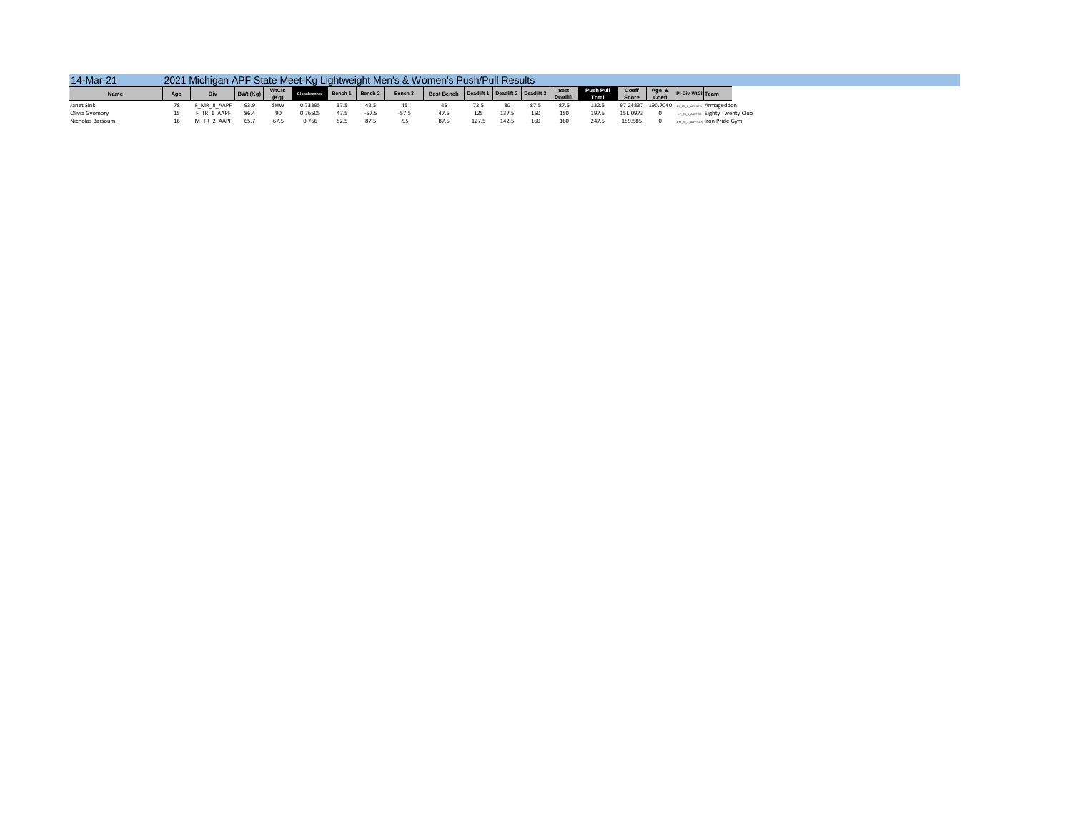14-Mar-21 2021 Michigan APF State Meet-Kg Lightweight Men's & Women's Push/Pull Results

| Name | Age | Div | BWt (Kg) | WtCls (Kg) | Glossbrenner | Bench 1 | Bench 2 | Bench 3 | Best Bench | Deadlift 1 | Deadlift 2 | Deadlift 3 | Best Deadlift | Push Pull Total | Coeff Score | Age & Coeff | Pl-Div-WtCl | Team |
|---|---|---|---|---|---|---|---|---|---|---|---|---|---|---|---|---|---|---|
| Janet Sink | 78 | F_MR_8_AAPF | 93.9 | SHW | 0.73395 | 37.5 | 42.5 | 45 | 45 | 72.5 | 80 | 87.5 | 87.5 | 132.5 | 97.24837 | 190.7040 | 1-F_MR_8_AAPF-SHW | Armageddon |
| Olivia Gyomory | 15 | F_TR_1_AAPF | 86.4 | 90 | 0.76505 | 47.5 | -57.5 | -57.5 | 47.5 | 125 | 137.5 | 150 | 150 | 197.5 | 151.0973 | 0 | 1-F_TR_1_AAPF-90 | Eighty Twenty Club |
| Nicholas Barsoum | 16 | M_TR_2_AAPF | 65.7 | 67.5 | 0.766 | 82.5 | 87.5 | -95 | 87.5 | 127.5 | 142.5 | 160 | 160 | 247.5 | 189.585 | 0 | 1-M_TR_2_AAPF-67.5 | Iron Pride Gym |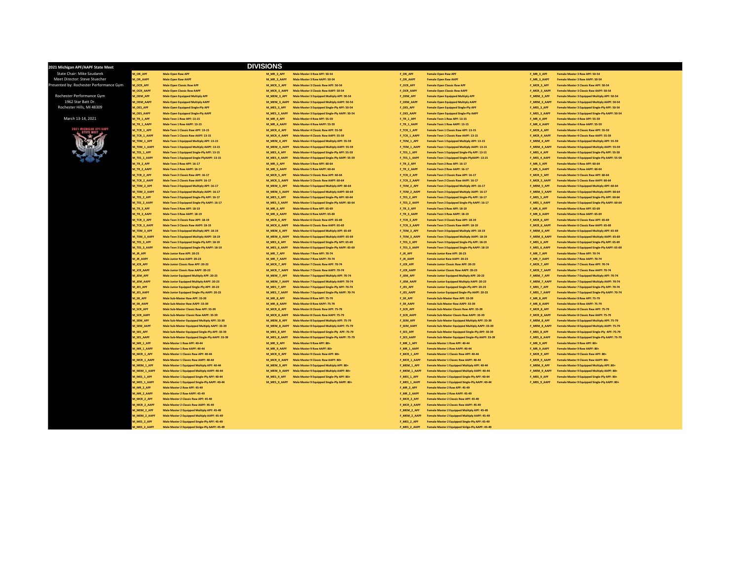**2021 Michigan APF/AAPF State Meet**

State Chair: Mike Szudarek
Meet Director: Steve Stuecher
Presented by: Rochester Performance Gym

Rochester Performance Gym
1962 Star Batt Dr.
Rochester Hills, MI 48309

March 13-14, 2021

# DIVISIONS

| | | | | | | | |
|---|---|---|---|---|---|---|---|
| M_OR_APF | Male Open Raw APF | M_MR_3_APF | Male Master 3 Raw APF: 50-54 | F_OR_APF | Female Open Raw APF | F_MR_3_APF | Female Master 3 Raw APF: 50-54 |
| M_OR_AAPF | Male Open Raw AAPF | M_MR_3_AAPF | Male Master 3 Raw AAPF: 50-54 | F_OR_AAPF | Female Open Raw AAPF | F_MR_3_AAPF | Female Master 3 Raw AAPF: 50-54 |
| M_OCR_APF | Male Open Classic Raw APF | M_MCR_3_APF | Male Master 3 Classic Raw APF: 50-54 | F_OCR_APF | Female Open Classic Raw APF | F_MCR_3_APF | Female Master 3 Classic Raw APF: 50-54 |
| M_OCR_AAPF | Male Open Classic Raw AAPF | M_MCR_3_AAPF | Male Master 3 Classic Raw AAPF: 50-54 | F_OCR_AAPF | Female Open Classic Raw AAPF | F_MCR_3_AAPF | Female Master 3 Classic Raw AAPF: 50-54 |
| M_OEM_APF | Male Open Equipped Multiply APF | M_MEM_3_APF | Male Master 3 Equipped Multiply APF: 50-54 | F_OEM_APF | Female Open Equipped Multiply APF | F_MEM_3_APF | Female Master 3 Equipped Multiply APF: 50-54 |
| M_OEM_AAPF | Male Open Equipped Multiply AAPF | M_MEM_3_AAPF | Male Master 3 Equipped Multiply AAPF: 50-54 | F_OEM_AAPF | Female Open Equipped Multiply AAPF | F_MEM_3_AAPF | Female Master 3 Equipped Multiply AAPF: 50-54 |
| M_OES_APF | Male Open Equipped Single-Ply APF | M_MES_3_APF | Male Master 3 Equipped Single-Ply APF: 50-54 | F_OES_APF | Female Open Equipped Single-Ply APF | F_MES_3_APF | Female Master 3 Equipped Single-Ply APF: 50-54 |
| M_OES_AAPF | Male Open Equipped Single-Ply AAPF | M_MES_3_AAPF | Male Master 3 Equipped Single-Ply AAPF: 50-54 | F_OES_AAPF | Female Open Equipped Single-Ply AAPF | F_MES_3_AAPF | Female Master 3 Equipped Single-Ply AAPF: 50-54 |
| M_TR_1_APF | Male Teen 1 Raw APF: 13-15 | M_MR_4_APF | Male Master 4 Raw APF: 55-59 | F_TR_1_APF | Female Teen 1 Raw APF: 13-15 | F_MR_4_APF | Female Master 4 Raw APF: 55-59 |
| M_TR_1_AAPF | Male Teen 1 Raw AAPF: 13-15 | M_MR_4_AAPF | Male Master 4 Raw AAPF: 55-59 | F_TR_1_AAPF | Female Teen 1 Raw AAPF: 13-15 | F_MR_4_AAPF | Female Master 4 Raw AAPF: 55-59 |
| M_TCR_1_APF | Male Teen 1 Classic Raw APF: 13-15 | M_MCR_4_APF | Male Master 4 Classic Raw APF: 55-59 | F_TCR_1_APF | Female Teen 1 Classic Raw APF: 13-15 | F_MCR_4_APF | Female Master 4 Classic Raw APF: 55-59 |
| M_TCR_1_AAPF | Male Teen 1 Classic Raw AAPF: 13-15 | M_MCR_4_AAPF | Male Master 4 Classic Raw AAPF: 55-59 | F_TCR_1_AAPF | Female Teen 1 Classic Raw AAPF: 13-15 | F_MCR_4_AAPF | Female Master 4 Classic Raw AAPF: 55-59 |
| M_TEM_1_APF | Male Teen 1 Equipped Multiply APF: 13-15 | M_MEM_4_APF | Male Master 4 Equipped Multiply APF: 55-59 | F_TEM_1_APF | Female Teen 1 Equipped Multiply APF: 13-15 | F_MEM_4_APF | Female Master 4 Equipped Multiply APF: 55-59 |
| M_TEM_1_AAPF | Male Teen 1 Equipped Multiply AAPF: 13-15 | M_MEM_4_AAPF | Male Master 4 Equipped Multiply AAPF: 55-59 | F_TEM_1_AAPF | Female Teen 1 Equipped Multiply AAPF: 13-15 | F_MEM_4_AAPF | Female Master 4 Equipped Multiply AAPF: 55-59 |
| M_TES_1_APF | Male Teen 1 Equipped Single-Ply APF: 13-15 | M_MES_4_APF | Male Master 4 Equipped Single-Ply APF: 55-59 | F_TES_1_APF | Female Teen 1 Equipped Single-Ply APF: 13-15 | F_MES_4_APF | Female Master 4 Equipped Single-Ply APF: 55-59 |
| M_TES_1_AAPF | Male Teen 1 Equipped Single-PlyAAPF: 13-15 | M_MES_4_AAPF | Male Master 4 Equipped Single-Ply AAPF: 55-59 | F_TES_1_AAPF | Female Teen 1 Equipped Single-PlyAAPF: 13-15 | F_MES_4_AAPF | Female Master 4 Equipped Single-Ply AAPF: 55-59 |
| M_TR_2_APF | Male Teen 2 Raw APF: 16-17 | M_MR_5_APF | Male Master 5 Raw APF: 60-64 | F_TR_2_APF | Female Teen 2 Raw APF: 16-17 | F_MR_5_APF | Female Master 5 Raw APF: 60-64 |
| M_TR_2_AAPF | Male Teen 2 Raw AAPF: 16-17 | M_MR_5_AAPF | Male Master 5 Raw AAPF: 60-64 | F_TR_2_AAPF | Female Teen 2 Raw AAPF: 16-17 | F_MR_5_AAPF | Female Master 5 Raw AAPF: 60-64 |
| M_TCR_2_APF | Male Teen 2 Classic Raw APF: 16-17 | M_MCR_5_APF | Male Master 5 Classic Raw APF: 60-64 | F_TCR_2_APF | Female Teen 2 Classic Raw APF: 16-17 | F_MCR_5_APF | Female Master 5 Classic Raw APF: 60-64 |
| M_TCR_2_AAPF | Male Teen 2 Classic Raw AAPF: 16-17 | M_MCR_5_AAPF | Male Master 5 Classic Raw AAPF: 60-64 | F_TCR_2_AAPF | Female Teen 2 Classic Raw AAPF: 16-17 | F_MCR_5_AAPF | Female Master 5 Classic Raw AAPF: 60-64 |
| M_TEM_2_APF | Male Teen 2 Equipped Multiply APF: 16-17 | M_MEM_5_APF | Male Master 5 Equipped Multiply APF: 60-64 | F_TEM_2_APF | Female Teen 2 Equipped Multiply APF: 16-17 | F_MEM_5_APF | Female Master 5 Equipped Multiply APF: 60-64 |
| M_TEM_2_AAPF | Male Teen 2 Equipped Multiply AAPF: 16-17 | M_MEM_5_AAPF | Male Master 5 Equipped Multiply AAPF: 60-64 | F_TEM_2_AAPF | Female Teen 2 Equipped Multiply AAPF: 16-17 | F_MEM_5_AAPF | Female Master 5 Equipped Multiply AAPF: 60-64 |
| M_TES_2_APF | Male Teen 2 Equipped Single-Ply APF: 16-17 | M_MES_5_APF | Male Master 5 Equipped Single-Ply APF: 60-64 | F_TES_2_APF | Female Teen 2 Equipped Single-Ply APF: 16-17 | F_MES_5_APF | Female Master 5 Equipped Single-Ply APF: 60-64 |
| M_TES_2_AAPF | Male Teen 2 Equipped Single-Ply AAPF: 16-17 | M_MES_5_AAPF | Male Master 5 Equipped Single-Ply AAPF: 60-64 | F_TES_2_AAPF | Female Teen 2 Equipped Single-Ply AAPF: 16-17 | F_MES_5_AAPF | Female Master 5 Equipped Single-Ply AAPF: 60-64 |
| M_TR_3_APF | Male Teen 3 Raw APF: 18-19 | M_MR_6_APF | Male Master 6 Raw APF: 65-69 | F_TR_3_APF | Female Teen 3 Raw APF: 18-19 | F_MR_6_APF | Female Master 6 Raw APF: 65-69 |
| M_TR_3_AAPF | Male Teen 3 Raw AAPF: 18-19 | M_MR_6_AAPF | Male Master 6 Raw AAPF: 65-69 | F_TR_3_AAPF | Female Teen 3 Raw AAPF: 18-19 | F_MR_6_AAPF | Female Master 6 Raw AAPF: 65-69 |
| M_TCR_3_APF | Male Teen 3 Classic Raw APF: 18-19 | M_MCR_6_APF | Male Master 6 Classic Raw APF: 65-69 | F_TCR_3_APF | Female Teen 3 Classic Raw APF: 18-19 | F_MCR_6_APF | Female Master 6 Classic Raw APF: 65-69 |
| M_TCR_3_AAPF | Male Teen 3 Classic Raw AAPF: 18-19 | M_MCR_6_AAPF | Male Master 6 Classic Raw AAPF: 65-69 | F_TCR_3_AAPF | Female Teen 3 Classic Raw AAPF: 18-19 | F_MCR_6_AAPF | Female Master 6 Classic Raw AAPF: 65-69 |
| M_TEM_3_APF | Male Teen 3 Equipped Multiply APF: 18-19 | M_MEM_6_APF | Male Master 6 Equipped Multiply APF: 65-69 | F_TEM_3_APF | Female Teen 3 Equipped Multiply APF: 18-19 | F_MEM_6_APF | Female Master 6 Equipped Multiply APF: 65-69 |
| M_TEM_3_AAPF | Male Teen 3 Equipped Multiply AAPF: 18-19 | M_MEM_6_AAPF | Male Master 6 Equipped Multiply AAPF: 65-69 | F_TEM_3_AAPF | Female Teen 3 Equipped Multiply AAPF: 18-19 | F_MEM_6_AAPF | Female Master 6 Equipped Multiply AAPF: 65-69 |
| M_TES_3_APF | Male Teen 3 Equipped Single-Ply APF: 18-19 | M_MES_6_APF | Male Master 6 Equipped Single-Ply APF: 65-69 | F_TES_3_APF | Female Teen 3 Equipped Single-Ply APF: 18-19 | F_MES_6_APF | Female Master 6 Equipped Single-Ply APF: 65-69 |
| M_TES_3_AAPF | Male Teen 3 Equipped Single-Ply AAPF: 18-19 | M_MES_6_AAPF | Male Master 6 Equipped Single-Ply AAPF: 65-69 | F_TES_3_AAPF | Female Teen 3 Equipped Single-Ply AAPF: 18-19 | F_MES_6_AAPF | Female Master 6 Equipped Single-Ply AAPF: 65-69 |
| M_JR_APF | Male Junior Raw APF: 20-23 | M_MR_7_APF | Male Master 7 Raw APF: 70-74 | F_JR_APF | Female Junior Raw APF: 20-23 | F_MR_7_APF | Female Master 7 Raw APF: 70-74 |
| M_JR_AAPF | Male Junior Raw AAPF: 20-23 | M_MR_7_AAPF | Male Master 7 Raw AAPF: 70-74 | F_JR_AAPF | Female Junior Raw AAPF: 20-23 | F_MR_7_AAPF | Female Master 7 Raw AAPF: 70-74 |
| M_JCR_APF | Male Junior Classic Raw APF: 20-23 | M_MCR_7_APF | Male Master 7 Classic Raw APF: 70-74 | F_JCR_APF | Female Junior Classic Raw APF: 20-23 | F_MCR_7_APF | Female Master 7 Classic Raw APF: 70-74 |
| M_JCR_AAPF | Male Junior Classic Raw AAPF: 20-23 | M_MCR_7_AAPF | Male Master 7 Classic Raw AAPF: 70-74 | F_JCR_AAPF | Female Junior Classic Raw AAPF: 20-23 | F_MCR_7_AAPF | Female Master 7 Classic Raw AAPF: 70-74 |
| M_JEM_APF | Male Junior Equipped Multiply APF: 20-23 | M_MEM_7_APF | Male Master 7 Equipped Multiply APF: 70-74 | F_JEM_APF | Female Junior Equipped Multiply APF: 20-23 | F_MEM_7_APF | Female Master 7 Equipped Multiply APF: 70-74 |
| M_JEM_AAPF | Male Junior Equipped Mulitply AAPF: 20-23 | M_MEM_7_AAPF | Male Master 7 Equipped Multiply AAPF: 70-74 | F_JEM_AAPF | Female Junior Equipped Mulitply AAPF: 20-23 | F_MEM_7_AAPF | Female Master 7 Equipped Multiply AAPF: 70-74 |
| M_JES_APF | Male Junior Equipped Single-Ply APF: 20-23 | M_MES_7_APF | Male Master 7 Equipped Single-Ply APF: 70-74 | F_JES_APF | Female Junior Equipped Single-Ply APF: 20-23 | F_MES_7_APF | Female Master 7 Equipped Single-Ply APF: 70-74 |
| M_JES_AAPF | Male Junior Equipped Single-Ply AAPF: 20-23 | M_MES_7_AAPF | Male Master 7 Equipped Single-Ply AAPF: 70-74 | F_JES_AAPF | Female Junior Equipped Single-Ply AAPF: 20-23 | F_MES_7_AAPF | Female Master 7 Equipped Single-Ply AAPF: 70-74 |
| M_SR_APF | Male Sub-Master Raw APF: 33-39 | M_MR_8_APF | Male Master 8 Raw APF: 75-79 | F_SR_APF | Female Sub-Master Raw APF: 33-39 | F_MR_8_APF | Female Master 8 Raw APF: 75-79 |
| M_SR_AAPF | Male Sub-Master Raw AAPF: 33-39 | M_MR_8_AAPF | Male Master 8 Raw AAPF: 75-79 | F_SR_AAPF | Female Sub-Master Raw AAPF: 33-39 | F_MR_8_AAPF | Female Master 8 Raw AAPF: 75-79 |
| M_SCR_APF | Male Sub-Master Classic Raw APF: 33-39 | M_MCR_8_APF | Male Master 8 Classic Raw APF: 75-79 | F_SCR_APF | Female Sub-Master Classic Raw APF: 33-39 | F_MCR_8_APF | Female Master 8 Classic Raw APF: 75-79 |
| M_SCR_AAPF | Male Sub-Master Classic Raw AAPF: 33-39 | M_MCR_8_AAPF | Male Master 8 Classic Raw AAPF: 75-79 | F_SCR_AAPF | Female Sub-Master Classic Raw AAPF: 33-39 | F_MCR_8_AAPF | Female Master 8 Classic Raw AAPF: 75-79 |
| M_SEM_APF | Male Sub-Master Equipped Multiply APF: 33-39 | M_MEM_8_APF | Male Master 8 Equipped Multiply APF: 75-79 | F_SEM_APF | Female Sub-Master Equipped Multiply APF: 33-39 | F_MEM_8_APF | Female Master 8 Equipped Multiply APF: 75-79 |
| M_SEM_AAPF | Male Sub-Master Equipped Multiply AAPF: 33-39 | M_MEM_8_AAPF | Male Master 8 Equipped Multiply AAPF: 75-79 | F_SEM_AAPF | Female Sub-Master Equipped Multiply AAPF: 33-39 | F_MEM_8_AAPF | Female Master 8 Equipped Multiply AAPF: 75-79 |
| M_SES_APF | Male Sub-Master Equipped Single-Ply APF: 33-39 | M_MES_8_APF | Male Master 8 Equipped Single-Ply APF: 75-79 | F_SES_APF | Female Sub-Master Equipped Single-Ply APF: 33-39 | F_MES_8_APF | Female Master 8 Equipped Single-Ply APF: 75-79 |
| M_SES_AAPF | Male Sub-Master Equipped Single-Ply AAPF: 33-39 | M_MES_8_AAPF | Male Master 8 Equipped Single-Ply AAPF: 75-79 | F_SES_AAPF | Female Sub-Master Equipped Single-Ply AAPF: 33-39 | F_MES_8_AAPF | Female Master 8 Equipped Single-Ply AAPF: 75-79 |
| M_MR_1_APF | Male Master 1 Raw APF: 40-44 | M_MR_9_APF | Male Master 9 Raw APF: 80+ | F_MR_1_APF | Female Master 1 Raw APF: 40-44 | F_MR_9_APF | Female Master 9 Raw APF: 80+ |
| M_MR_1_AAPF | Male Master 1 Raw AAPF: 40-44 | M_MR_9_AAPF | Male Master 9 Raw AAPF: 80+ | F_MR_1_AAPF | Female Master 1 Raw AAPF: 40-44 | F_MR_9_AAPF | Female Master 9 Raw AAPF: 80+ |
| M_MCR_1_APF | Male Master 1 Classic Raw APF: 40-44 | M_MCR_9_APF | Male Master 9 Classic Raw APF: 80+ | F_MCR_1_APF | Female Master 1 Classic Raw APF: 40-44 | F_MCR_9_APF | Female Master 9 Classic Raw APF: 80+ |
| M_MCR_1_AAPF | Male Master 1 Classic Raw AAPF: 40-44 | M_MCR_9_AAPF | Male Master 9 Classic Raw AAPF: 80+ | F_MCR_1_AAPF | Female Master 1 Classic Raw AAPF: 40-44 | F_MCR_9_AAPF | Female Master 9 Classic Raw AAPF: 80+ |
| M_MEM_1_APF | Male Master 1 Equipped Multiply APF: 40-44 | M_MEM_9_APF | Male Master 9 Equipped Multiply APF: 80+ | F_MEM_1_APF | Female Master 1 Equipped Multiply APF: 40-44 | F_MEM_9_APF | Female Master 9 Equipped Multiply APF: 80+ |
| M_MEM_1_AAPF | Male Master 1 Equipped Multiply AAPF: 40-44 | M_MEM_9_AAPF | Male Master 9 Equipped Multiply AAPF: 80+ | F_MEM_1_AAPF | Female Master 1 Equipped Multiply AAPF: 40-44 | F_MEM_9_AAPF | Female Master 9 Equipped Multiply AAPF: 80+ |
| M_MES_1_APF | Male Master 1 Equipped Single-Ply APF: 40-44 | M_MES_9_APF | Male Master 9 Equipped Single-Ply APF: 80+ | F_MES_1_APF | Female Master 1 Equipped Single-Ply APF: 40-44 | F_MES_9_APF | Female Master 9 Equipped Single-Ply APF: 80+ |
| M_MES_1_AAPF | Male Master 1 Equipped Single-Ply AAPF: 40-44 | M_MES_9_AAPF | Male Master 9 Equipped Single-Ply AAPF: 80+ | F_MES_1_AAPF | Female Master 1 Equipped Single-Ply AAPF: 40-44 | F_MES_9_AAPF | Female Master 9 Equipped Single-Ply AAPF: 80+ |
| M_MR_2_APF | Male Master 2 Raw APF: 45-49 | | | F_MR_2_APF | Female Master 2 Raw APF: 45-49 | | |
| M_MR_2_AAPF | Male Master 2 Raw AAPF: 45-49 | | | F_MR_2_AAPF | Female Master 2 Raw AAPF: 45-49 | | |
| M_MCR_2_APF | Male Master 2 Classic Raw APF: 45-49 | | | F_MCR_2_APF | Female Master 2 Classic Raw APF: 45-49 | | |
| M_MCR_2_AAPF | Male Master 2 Classic Raw AAPF: 45-49 | | | F_MCR_2_AAPF | Female Master 2 Classic Raw AAPF: 45-49 | | |
| M_MEM_2_APF | Male Master 2 Equipped Multiply APF: 45-49 | | | F_MEM_2_APF | Female Master 2 Equipped Multiply APF: 45-49 | | |
| M_MEM_2_AAPF | Male Master 2 Equipped Multiply AAPF: 45-49 | | | F_MEM_2_AAPF | Female Master 2 Equipped Multiply AAPF: 45-49 | | |
| M_MES_2_APF | Male Master 2 Equipped Single-Ply APF: 45-49 | | | F_MES_2_APF | Female Master 2 Equipped Single-Ply APF: 45-49 | | |
| M_MES_2_AAPF | Male Master 2 Equipped Single-Ply AAPF: 45-49 | | | F_MES_2_AAPF | Female Master 2 Equipped Single-Ply AAPF: 45-49 | | |